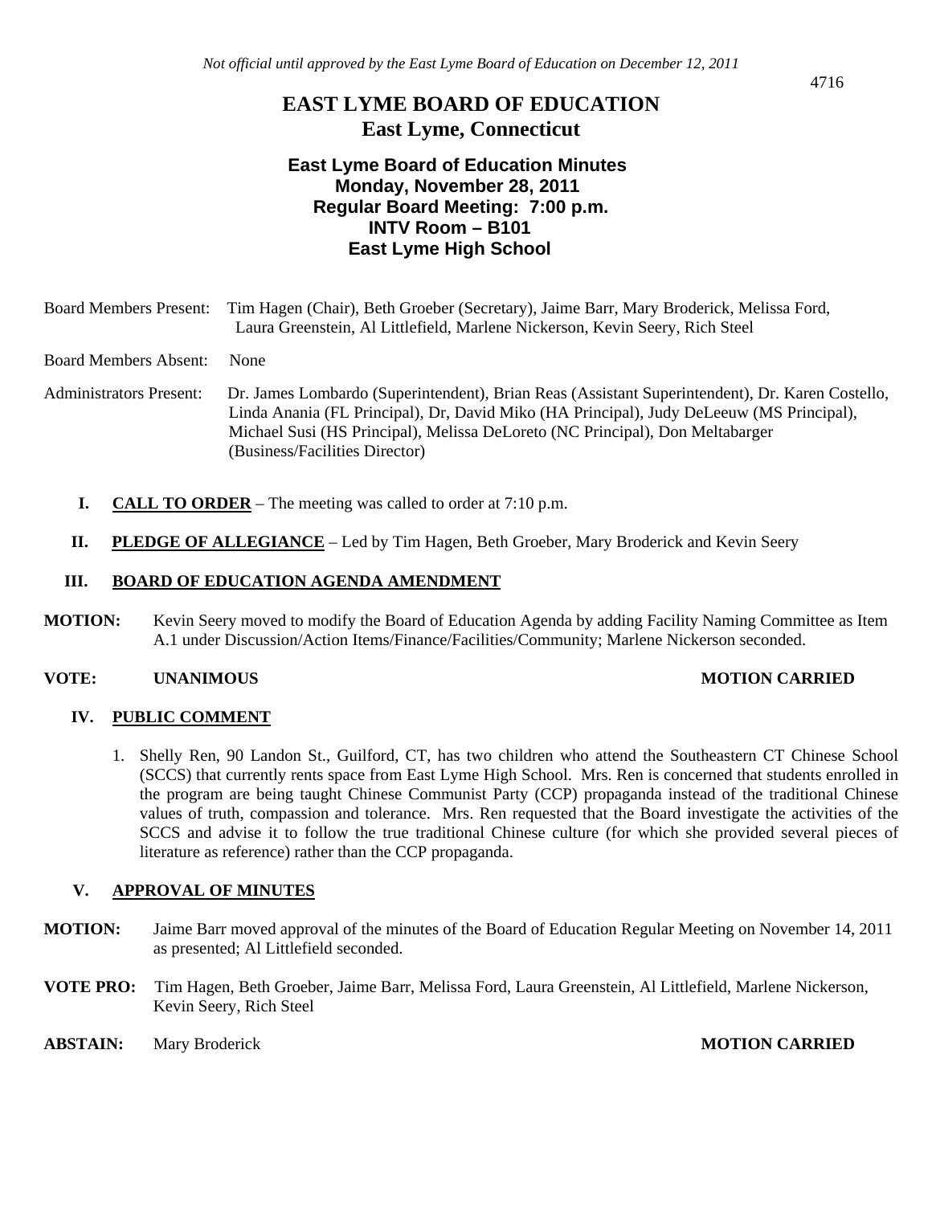*Not official until approved by the East Lyme Board of Education on December 12, 2011*

# EAST LYME BOARD OF EDUCATION
## East Lyme, Connecticut

### East Lyme Board of Education Minutes
### Monday, November 28, 2011
### Regular Board Meeting: 7:00 p.m.
### INTV Room – B101
### East Lyme High School

Board Members Present: Tim Hagen (Chair), Beth Groeber (Secretary), Jaime Barr, Mary Broderick, Melissa Ford, Laura Greenstein, Al Littlefield, Marlene Nickerson, Kevin Seery, Rich Steel

Board Members Absent: None

Administrators Present: Dr. James Lombardo (Superintendent), Brian Reas (Assistant Superintendent), Dr. Karen Costello, Linda Anania (FL Principal), Dr, David Miko (HA Principal), Judy DeLeeuw (MS Principal), Michael Susi (HS Principal), Melissa DeLoreto (NC Principal), Don Meltabarger (Business/Facilities Director)

**I. CALL TO ORDER** – The meeting was called to order at 7:10 p.m.

**II. PLEDGE OF ALLEGIANCE** – Led by Tim Hagen, Beth Groeber, Mary Broderick and Kevin Seery

**III. BOARD OF EDUCATION AGENDA AMENDMENT**

**MOTION:** Kevin Seery moved to modify the Board of Education Agenda by adding Facility Naming Committee as Item A.1 under Discussion/Action Items/Finance/Facilities/Community; Marlene Nickerson seconded.

**VOTE: UNANIMOUS** **MOTION CARRIED**

**IV. PUBLIC COMMENT**

1. Shelly Ren, 90 Landon St., Guilford, CT, has two children who attend the Southeastern CT Chinese School (SCCS) that currently rents space from East Lyme High School. Mrs. Ren is concerned that students enrolled in the program are being taught Chinese Communist Party (CCP) propaganda instead of the traditional Chinese values of truth, compassion and tolerance. Mrs. Ren requested that the Board investigate the activities of the SCCS and advise it to follow the true traditional Chinese culture (for which she provided several pieces of literature as reference) rather than the CCP propaganda.

**V. APPROVAL OF MINUTES**

**MOTION:** Jaime Barr moved approval of the minutes of the Board of Education Regular Meeting on November 14, 2011 as presented; Al Littlefield seconded.

**VOTE PRO:** Tim Hagen, Beth Groeber, Jaime Barr, Melissa Ford, Laura Greenstein, Al Littlefield, Marlene Nickerson, Kevin Seery, Rich Steel

**ABSTAIN:** Mary Broderick **MOTION CARRIED**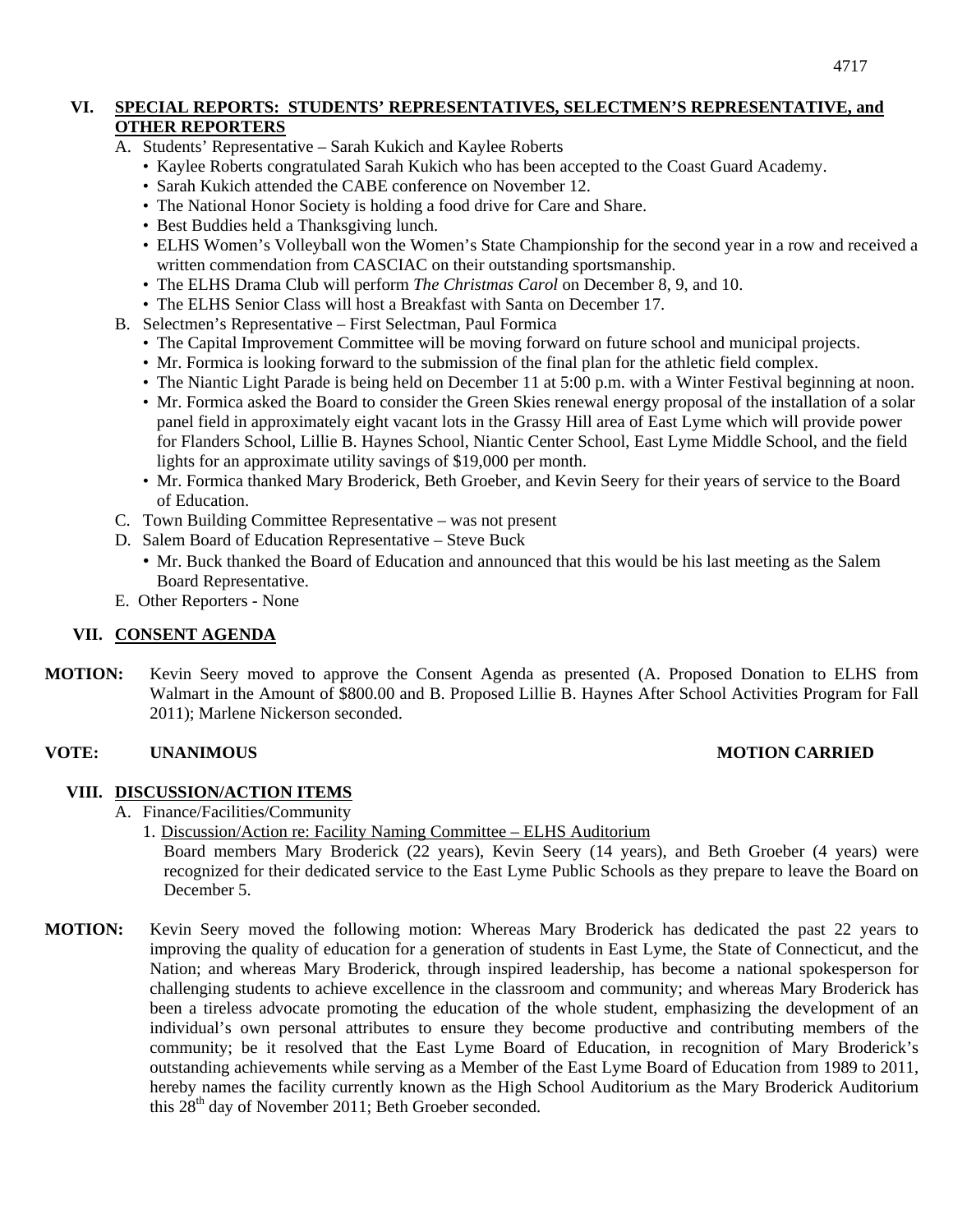## VI. SPECIAL REPORTS: STUDENTS' REPRESENTATIVES, SELECTMEN'S REPRESENTATIVE, and OTHER REPORTERS

A. Students' Representative – Sarah Kukich and Kaylee Roberts
- Kaylee Roberts congratulated Sarah Kukich who has been accepted to the Coast Guard Academy.
- Sarah Kukich attended the CABE conference on November 12.
- The National Honor Society is holding a food drive for Care and Share.
- Best Buddies held a Thanksgiving lunch.
- ELHS Women's Volleyball won the Women's State Championship for the second year in a row and received a written commendation from CASCIAC on their outstanding sportsmanship.
- The ELHS Drama Club will perform *The Christmas Carol* on December 8, 9, and 10.
- The ELHS Senior Class will host a Breakfast with Santa on December 17.

B. Selectmen's Representative – First Selectman, Paul Formica
- The Capital Improvement Committee will be moving forward on future school and municipal projects.
- Mr. Formica is looking forward to the submission of the final plan for the athletic field complex.
- The Niantic Light Parade is being held on December 11 at 5:00 p.m. with a Winter Festival beginning at noon.
- Mr. Formica asked the Board to consider the Green Skies renewal energy proposal of the installation of a solar panel field in approximately eight vacant lots in the Grassy Hill area of East Lyme which will provide power for Flanders School, Lillie B. Haynes School, Niantic Center School, East Lyme Middle School, and the field lights for an approximate utility savings of $19,000 per month.
- Mr. Formica thanked Mary Broderick, Beth Groeber, and Kevin Seery for their years of service to the Board of Education.

C. Town Building Committee Representative – was not present

D. Salem Board of Education Representative – Steve Buck
- Mr. Buck thanked the Board of Education and announced that this would be his last meeting as the Salem Board Representative.

E. Other Reporters - None

## VII. CONSENT AGENDA

**MOTION:** Kevin Seery moved to approve the Consent Agenda as presented (A. Proposed Donation to ELHS from Walmart in the Amount of $800.00 and B. Proposed Lillie B. Haynes After School Activities Program for Fall 2011); Marlene Nickerson seconded.

**VOTE: UNANIMOUS** **MOTION CARRIED**

## VIII. DISCUSSION/ACTION ITEMS

A. Finance/Facilities/Community

1. Discussion/Action re: Facility Naming Committee – ELHS Auditorium

Board members Mary Broderick (22 years), Kevin Seery (14 years), and Beth Groeber (4 years) were recognized for their dedicated service to the East Lyme Public Schools as they prepare to leave the Board on December 5.

**MOTION:** Kevin Seery moved the following motion: Whereas Mary Broderick has dedicated the past 22 years to improving the quality of education for a generation of students in East Lyme, the State of Connecticut, and the Nation; and whereas Mary Broderick, through inspired leadership, has become a national spokesperson for challenging students to achieve excellence in the classroom and community; and whereas Mary Broderick has been a tireless advocate promoting the education of the whole student, emphasizing the development of an individual's own personal attributes to ensure they become productive and contributing members of the community; be it resolved that the East Lyme Board of Education, in recognition of Mary Broderick's outstanding achievements while serving as a Member of the East Lyme Board of Education from 1989 to 2011, hereby names the facility currently known as the High School Auditorium as the Mary Broderick Auditorium this 28th day of November 2011; Beth Groeber seconded.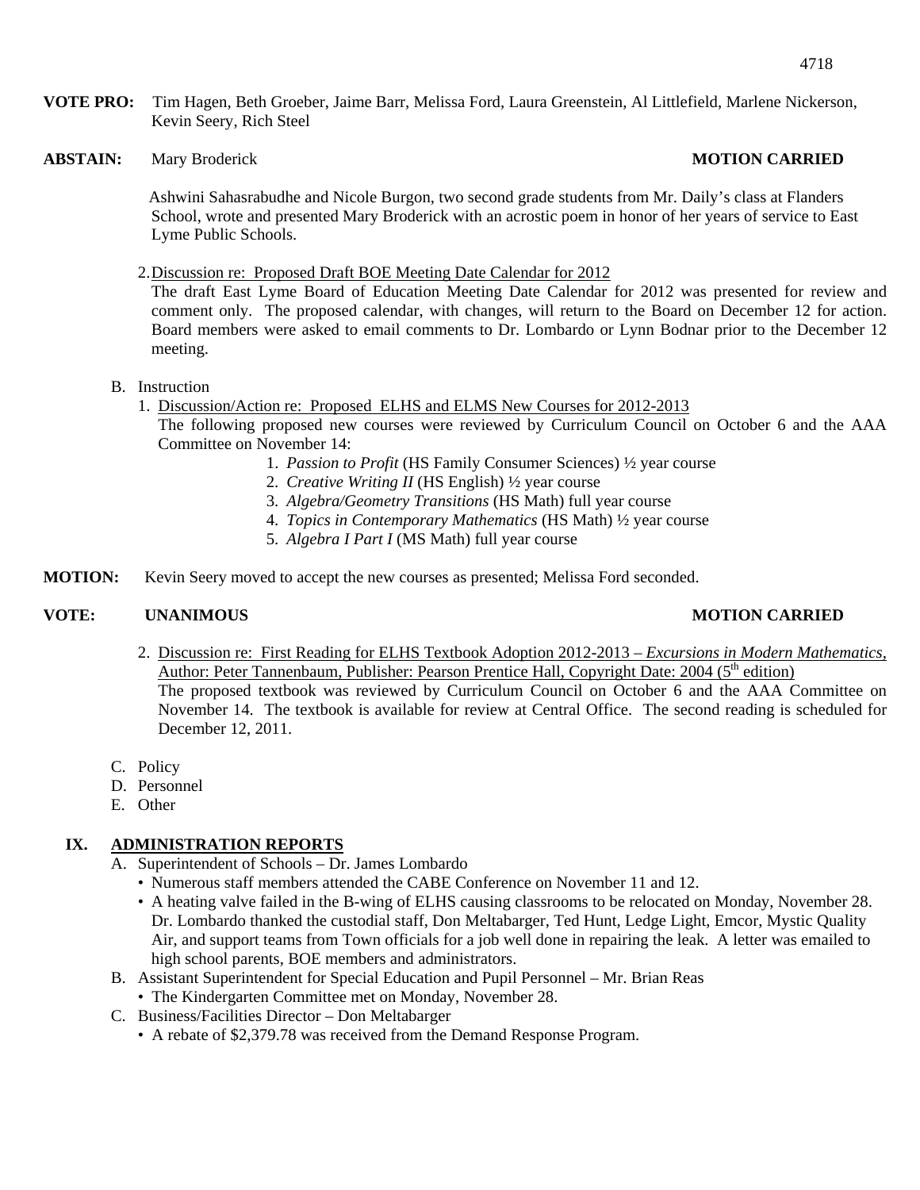**VOTE PRO:** Tim Hagen, Beth Groeber, Jaime Barr, Melissa Ford, Laura Greenstein, Al Littlefield, Marlene Nickerson, Kevin Seery, Rich Steel

**ABSTAIN:** Mary Broderick **MOTION CARRIED**

Ashwini Sahasrabudhe and Nicole Burgon, two second grade students from Mr. Daily's class at Flanders School, wrote and presented Mary Broderick with an acrostic poem in honor of her years of service to East Lyme Public Schools.

2. Discussion re: Proposed Draft BOE Meeting Date Calendar for 2012
The draft East Lyme Board of Education Meeting Date Calendar for 2012 was presented for review and comment only. The proposed calendar, with changes, will return to the Board on December 12 for action. Board members were asked to email comments to Dr. Lombardo or Lynn Bodnar prior to the December 12 meeting.

B. Instruction
1. Discussion/Action re: Proposed ELHS and ELMS New Courses for 2012-2013
The following proposed new courses were reviewed by Curriculum Council on October 6 and the AAA Committee on November 14:
    1. *Passion to Profit* (HS Family Consumer Sciences) ½ year course
    2. *Creative Writing II* (HS English) ½ year course
    3. *Algebra/Geometry Transitions* (HS Math) full year course
    4. *Topics in Contemporary Mathematics* (HS Math) ½ year course
    5. *Algebra I Part I* (MS Math) full year course

**MOTION:** Kevin Seery moved to accept the new courses as presented; Melissa Ford seconded.

**VOTE: UNANIMOUS** **MOTION CARRIED**

2. Discussion re: First Reading for ELHS Textbook Adoption 2012-2013 – *Excursions in Modern Mathematics*, Author: Peter Tannenbaum, Publisher: Pearson Prentice Hall, Copyright Date: 2004 (5th edition)
The proposed textbook was reviewed by Curriculum Council on October 6 and the AAA Committee on November 14. The textbook is available for review at Central Office. The second reading is scheduled for December 12, 2011.

C. Policy
D. Personnel
E. Other

## IX. ADMINISTRATION REPORTS

A. Superintendent of Schools – Dr. James Lombardo
- Numerous staff members attended the CABE Conference on November 11 and 12.
- A heating valve failed in the B-wing of ELHS causing classrooms to be relocated on Monday, November 28. Dr. Lombardo thanked the custodial staff, Don Meltabarger, Ted Hunt, Ledge Light, Emcor, Mystic Quality Air, and support teams from Town officials for a job well done in repairing the leak. A letter was emailed to high school parents, BOE members and administrators.

B. Assistant Superintendent for Special Education and Pupil Personnel – Mr. Brian Reas
- The Kindergarten Committee met on Monday, November 28.

C. Business/Facilities Director – Don Meltabarger
- A rebate of $2,379.78 was received from the Demand Response Program.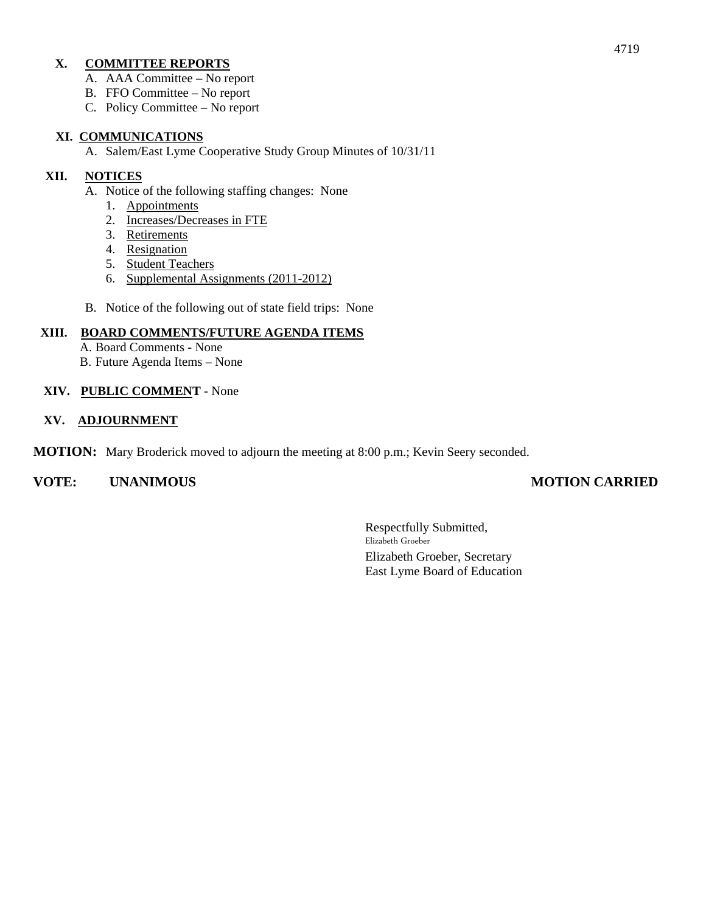## X. **COMMITTEE REPORTS**

A. AAA Committee – No report
B. FFO Committee – No report
C. Policy Committee – No report

## XI. **COMMUNICATIONS**

A. Salem/East Lyme Cooperative Study Group Minutes of 10/31/11

## XII. **NOTICES**

A. Notice of the following staffing changes: None

1. Appointments
2. Increases/Decreases in FTE
3. Retirements
4. Resignation
5. Student Teachers
6. Supplemental Assignments (2011-2012)

B. Notice of the following out of state field trips: None

## XIII. **BOARD COMMENTS/FUTURE AGENDA ITEMS**

A. Board Comments - None
B. Future Agenda Items – None

## XIV. **PUBLIC COMMENT** - None

## XV. **ADJOURNMENT**

**MOTION:** Mary Broderick moved to adjourn the meeting at 8:00 p.m.; Kevin Seery seconded.

**VOTE: UNANIMOUS** **MOTION CARRIED**

Respectfully Submitted,
Elizabeth Groeber
Elizabeth Groeber, Secretary
East Lyme Board of Education